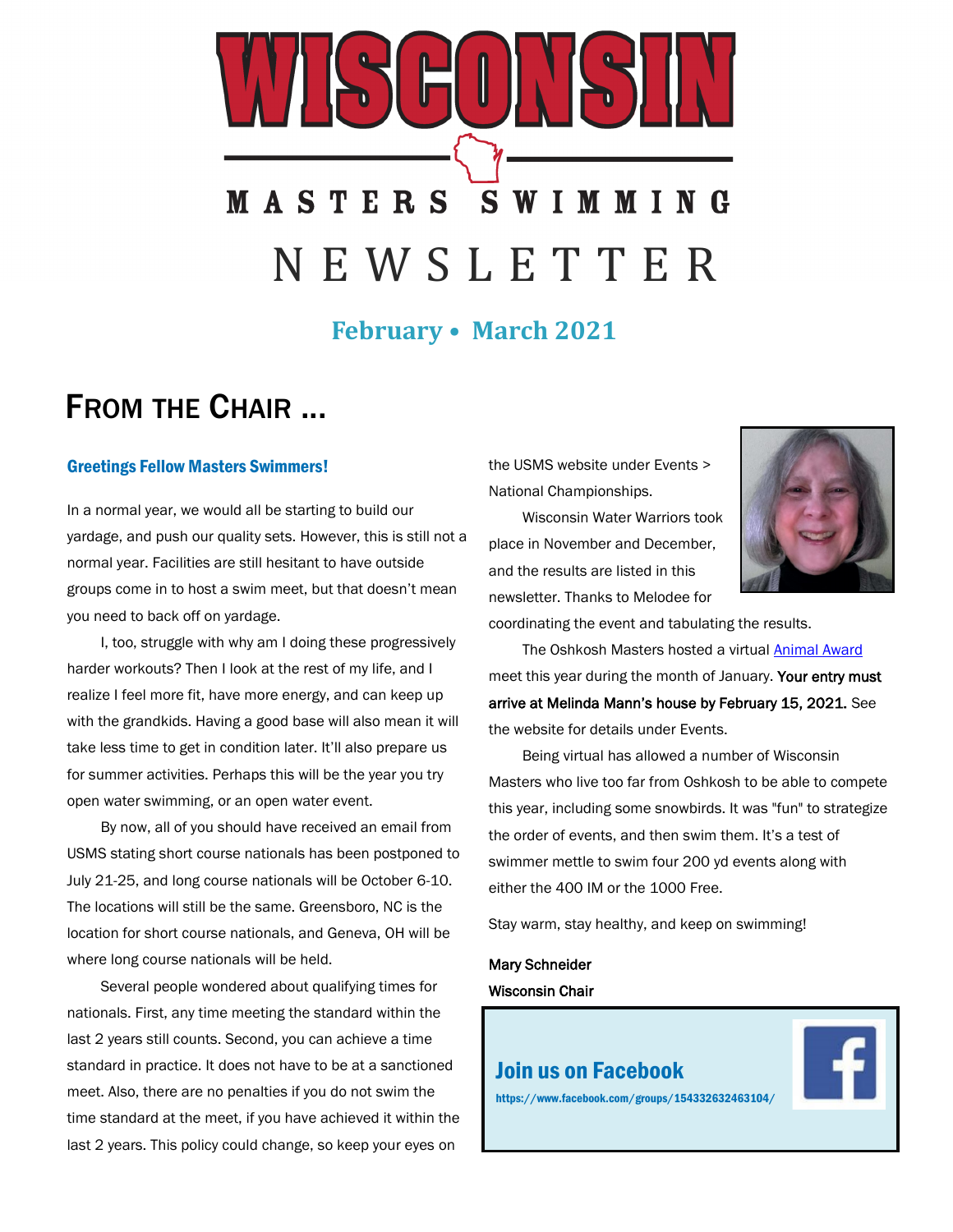# WISCONSIN MASTERS SWIMMING NEWSLETTER

**February • March 2021**

## FROM THE CHAIR ...

### Greetings Fellow Masters Swimmers!

In a normal year, we would all be starting to build our yardage, and push our quality sets. However, this is still not a normal year. Facilities are still hesitant to have outside groups come in to host a swim meet, but that doesn't mean you need to back off on yardage.

I, too, struggle with why am I doing these progressively harder workouts? Then I look at the rest of my life, and I realize I feel more fit, have more energy, and can keep up with the grandkids. Having a good base will also mean it will take less time to get in condition later. It'll also prepare us for summer activities. Perhaps this will be the year you try open water swimming, or an open water event.

By now, all of you should have received an email from USMS stating short course nationals has been postponed to July 21-25, and long course nationals will be October 6-10. The locations will still be the same. Greensboro, NC is the location for short course nationals, and Geneva, OH will be where long course nationals will be held.

Several people wondered about qualifying times for nationals. First, any time meeting the standard within the last 2 years still counts. Second, you can achieve a time standard in practice. It does not have to be at a sanctioned meet. Also, there are no penalties if you do not swim the time standard at the meet, if you have achieved it within the last 2 years. This policy could change, so keep your eyes on the USMS website under Events > National Championships.

Wisconsin Water Warriors took place in November and December, and the results are listed in this newsletter. Thanks to Melodee for coordinating the event and tabulating the results.

The Oshkosh Masters hosted a virtual Animal Award meet this year during the month of January. **Your entry must arrive at Melinda Mann's house by February 15, 2021.** See the website for details under Events.

Being virtual has allowed a number of Wisconsin Masters who live too far from Oshkosh to be able to compete this year, including some snowbirds. It was "fun" to strategize the order of events, and then swim them. It's a test of swimmer mettle to swim four 200 yd events along with either the 400 IM or the 1000 Free.

Stay warm, stay healthy, and keep on swimming!

**Mary Schneider**
**Wisconsin Chair**

### Join us on Facebook

https://www.facebook.com/groups/154332632463104/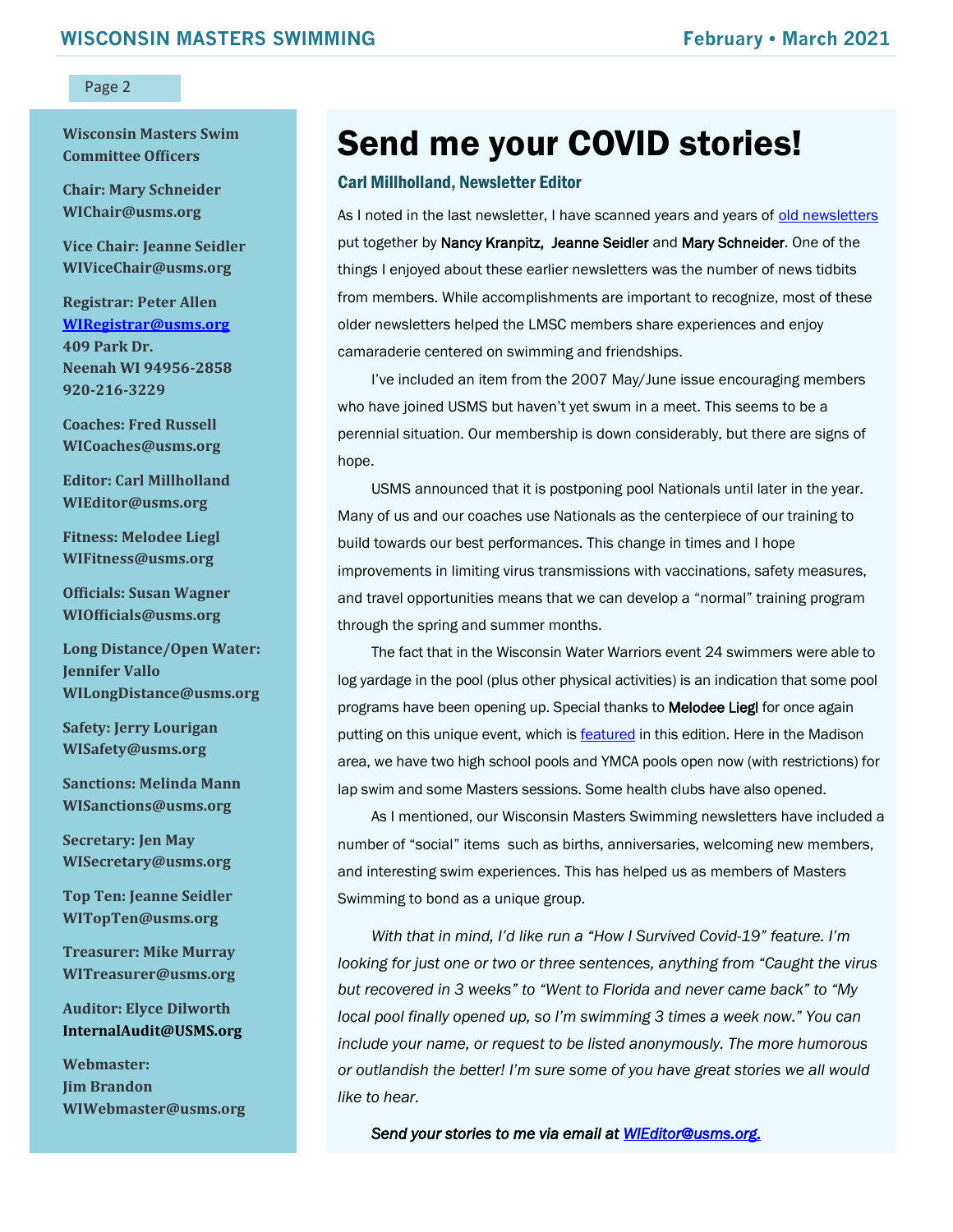**Wisconsin Masters Swim Committee Officers**

**Chair: Mary Schneider**
**WIChair@usms.org**

**Vice Chair: Jeanne Seidler**
**WIViceChair@usms.org**

**Registrar: Peter Allen**
**WIRegistrar@usms.org**
**409 Park Dr.**
**Neenah WI 94956-2858**
**920-216-3229**

**Coaches: Fred Russell**
**WICoaches@usms.org**

**Editor: Carl Millholland**
**WIEditor@usms.org**

**Fitness: Melodee Liegl**
**WIFitness@usms.org**

**Officials: Susan Wagner**
**WIOfficials@usms.org**

**Long Distance/Open Water: Jennifer Vallo**
**WILongDistance@usms.org**

**Safety: Jerry Lourigan**
**WISafety@usms.org**

**Sanctions: Melinda Mann**
**WISanctions@usms.org**

**Secretary: Jen May**
**WISecretary@usms.org**

**Top Ten: Jeanne Seidler**
**WITopTen@usms.org**

**Treasurer: Mike Murray**
**WITreasurer@usms.org**

**Auditor: Elyce Dilworth**
**InternalAudit@USMS.org**

**Webmaster:**
**Jim Brandon**
**WIWebmaster@usms.org**

# Send me your COVID stories!

### Carl Millholland, Newsletter Editor

As I noted in the last newsletter, I have scanned years and years of old newsletters put together by Nancy Kranpitz, Jeanne Seidler and Mary Schneider. One of the things I enjoyed about these earlier newsletters was the number of news tidbits from members. While accomplishments are important to recognize, most of these older newsletters helped the LMSC members share experiences and enjoy camaraderie centered on swimming and friendships.

I've included an item from the 2007 May/June issue encouraging members who have joined USMS but haven't yet swum in a meet. This seems to be a perennial situation. Our membership is down considerably, but there are signs of hope.

USMS announced that it is postponing pool Nationals until later in the year. Many of us and our coaches use Nationals as the centerpiece of our training to build towards our best performances. This change in times and I hope improvements in limiting virus transmissions with vaccinations, safety measures, and travel opportunities means that we can develop a "normal" training program through the spring and summer months.

The fact that in the Wisconsin Water Warriors event 24 swimmers were able to log yardage in the pool (plus other physical activities) is an indication that some pool programs have been opening up. Special thanks to Melodee Liegl for once again putting on this unique event, which is featured in this edition. Here in the Madison area, we have two high school pools and YMCA pools open now (with restrictions) for lap swim and some Masters sessions. Some health clubs have also opened.

As I mentioned, our Wisconsin Masters Swimming newsletters have included a number of "social" items such as births, anniversaries, welcoming new members, and interesting swim experiences. This has helped us as members of Masters Swimming to bond as a unique group.

*With that in mind, I'd like run a "How I Survived Covid-19" feature. I'm looking for just one or two or three sentences, anything from "Caught the virus but recovered in 3 weeks" to "Went to Florida and never came back" to "My local pool finally opened up, so I'm swimming 3 times a week now." You can include your name, or request to be listed anonymously. The more humorous or outlandish the better! I'm sure some of you have great stories we all would like to hear.*

***Send your stories to me via email at WIEditor@usms.org.***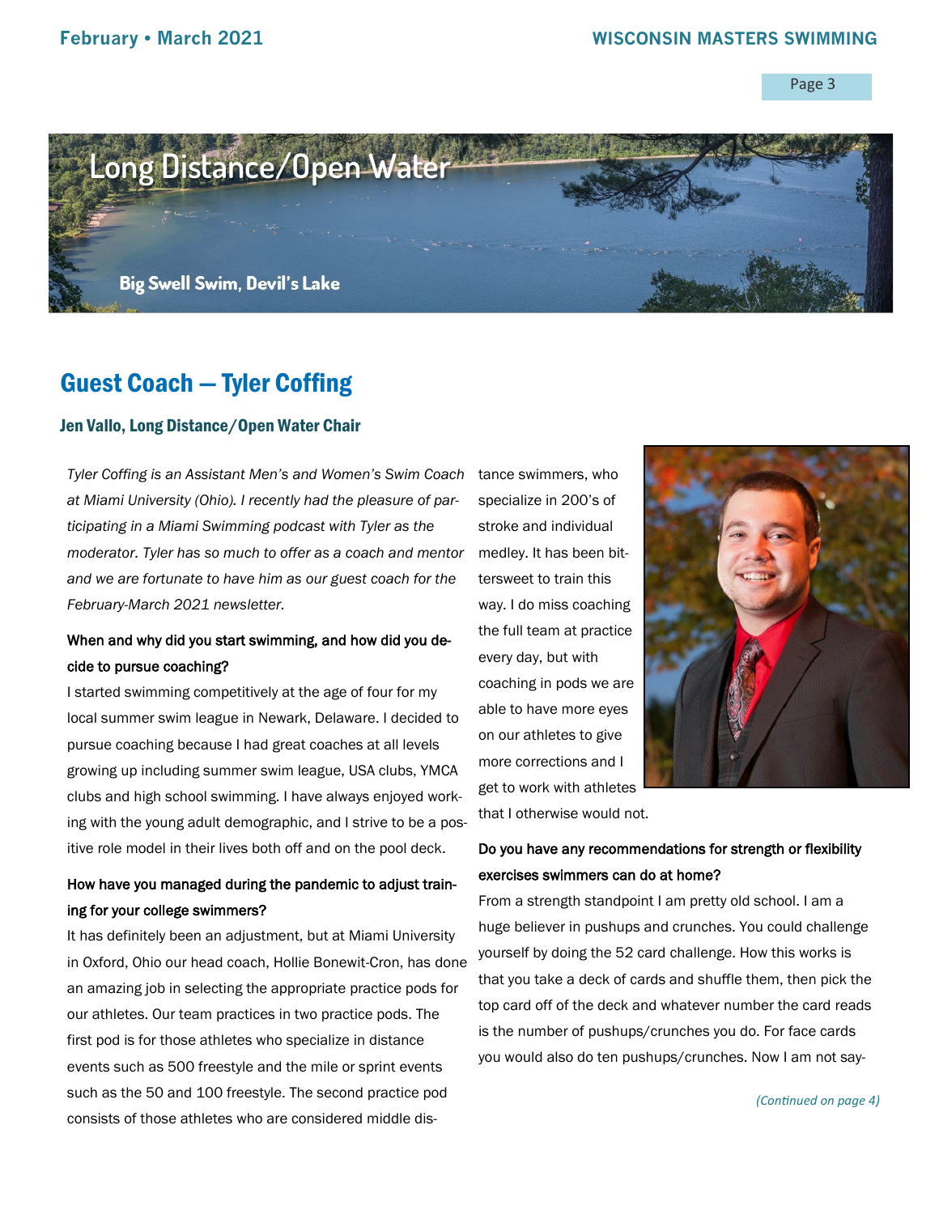# Long Distance/Open Water

Big Swell Swim, Devil's Lake

## Guest Coach — Tyler Coffing

### Jen Vallo, Long Distance/Open Water Chair

*Tyler Coffing is an Assistant Men's and Women's Swim Coach at Miami University (Ohio). I recently had the pleasure of participating in a Miami Swimming podcast with Tyler as the moderator. Tyler has so much to offer as a coach and mentor and we are fortunate to have him as our guest coach for the February-March 2021 newsletter.*

**When and why did you start swimming, and how did you decide to pursue coaching?**

I started swimming competitively at the age of four for my local summer swim league in Newark, Delaware. I decided to pursue coaching because I had great coaches at all levels growing up including summer swim league, USA clubs, YMCA clubs and high school swimming. I have always enjoyed working with the young adult demographic, and I strive to be a positive role model in their lives both off and on the pool deck.

**How have you managed during the pandemic to adjust training for your college swimmers?**

It has definitely been an adjustment, but at Miami University in Oxford, Ohio our head coach, Hollie Bonewit-Cron, has done an amazing job in selecting the appropriate practice pods for our athletes. Our team practices in two practice pods. The first pod is for those athletes who specialize in distance events such as 500 freestyle and the mile or sprint events such as the 50 and 100 freestyle. The second practice pod consists of those athletes who are considered middle distance swimmers, who specialize in 200's of stroke and individual medley. It has been bittersweet to train this way. I do miss coaching the full team at practice every day, but with coaching in pods we are able to have more eyes on our athletes to give more corrections and I get to work with athletes that I otherwise would not.

**Do you have any recommendations for strength or flexibility exercises swimmers can do at home?**

From a strength standpoint I am pretty old school. I am a huge believer in pushups and crunches. You could challenge yourself by doing the 52 card challenge. How this works is that you take a deck of cards and shuffle them, then pick the top card off of the deck and whatever number the card reads is the number of pushups/crunches you do. For face cards you would also do ten pushups/crunches. Now I am not say-

*(Continued on page 4)*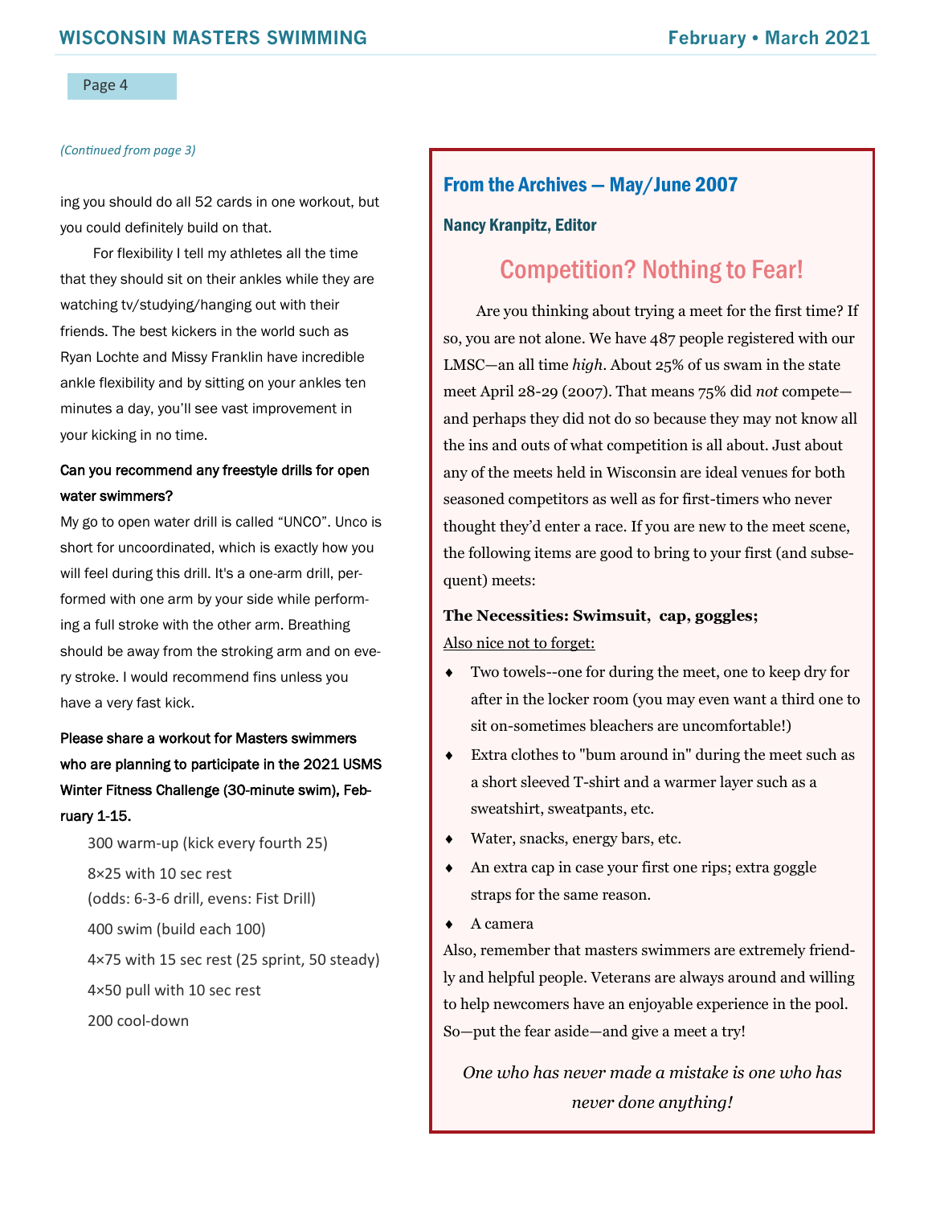*(Continued from page 3)*

ing you should do all 52 cards in one workout, but you could definitely build on that.

For flexibility I tell my athletes all the time that they should sit on their ankles while they are watching tv/studying/hanging out with their friends. The best kickers in the world such as Ryan Lochte and Missy Franklin have incredible ankle flexibility and by sitting on your ankles ten minutes a day, you'll see vast improvement in your kicking in no time.

**Can you recommend any freestyle drills for open water swimmers?**

My go to open water drill is called "UNCO". Unco is short for uncoordinated, which is exactly how you will feel during this drill. It's a one-arm drill, performed with one arm by your side while performing a full stroke with the other arm. Breathing should be away from the stroking arm and on every stroke. I would recommend fins unless you have a very fast kick.

**Please share a workout for Masters swimmers who are planning to participate in the 2021 USMS Winter Fitness Challenge (30-minute swim), February 1-15.**

300 warm-up (kick every fourth 25)

8×25 with 10 sec rest
(odds: 6-3-6 drill, evens: Fist Drill)

400 swim (build each 100)

4×75 with 15 sec rest (25 sprint, 50 steady)

4×50 pull with 10 sec rest

200 cool-down

## From the Archives — May/June 2007

**Nancy Kranpitz, Editor**

### Competition? Nothing to Fear!

Are you thinking about trying a meet for the first time? If so, you are not alone. We have 487 people registered with our LMSC—an all time *high*. About 25% of us swam in the state meet April 28-29 (2007). That means 75% did *not* compete—and perhaps they did not do so because they may not know all the ins and outs of what competition is all about. Just about any of the meets held in Wisconsin are ideal venues for both seasoned competitors as well as for first-timers who never thought they'd enter a race. If you are new to the meet scene, the following items are good to bring to your first (and subsequent) meets:

**The Necessities: Swimsuit, cap, goggles;**

<u>Also nice not to forget:</u>

- Two towels--one for during the meet, one to keep dry for after in the locker room (you may even want a third one to sit on-sometimes bleachers are uncomfortable!)
- Extra clothes to "bum around in" during the meet such as a short sleeved T-shirt and a warmer layer such as a sweatshirt, sweatpants, etc.
- Water, snacks, energy bars, etc.
- An extra cap in case your first one rips; extra goggle straps for the same reason.
- A camera

Also, remember that masters swimmers are extremely friendly and helpful people. Veterans are always around and willing to help newcomers have an enjoyable experience in the pool. So—put the fear aside—and give a meet a try!

*One who has never made a mistake is one who has never done anything!*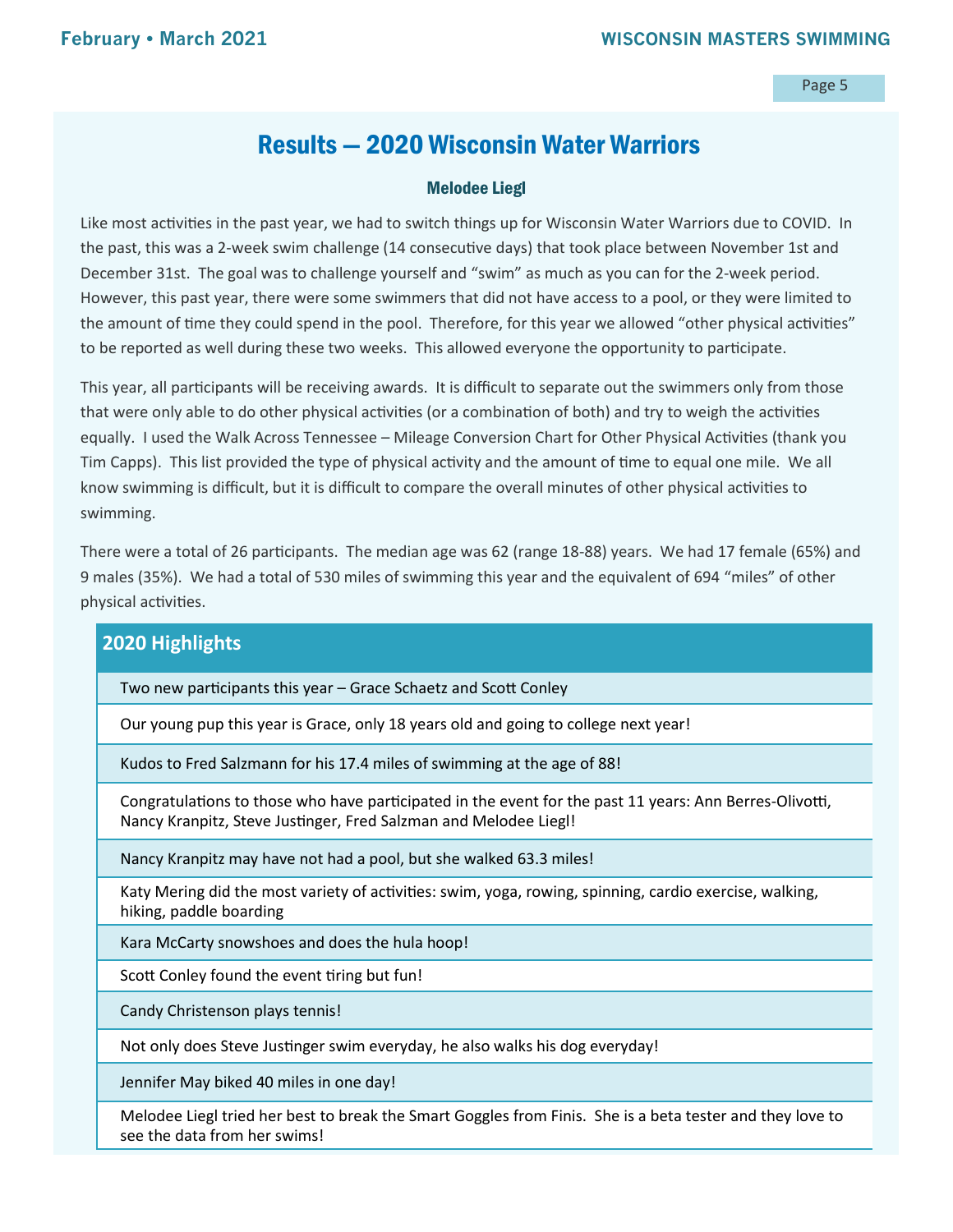# Results — 2020 Wisconsin Water Warriors

**Melodee Liegl**

Like most activities in the past year, we had to switch things up for Wisconsin Water Warriors due to COVID. In the past, this was a 2-week swim challenge (14 consecutive days) that took place between November 1st and December 31st. The goal was to challenge yourself and "swim" as much as you can for the 2-week period. However, this past year, there were some swimmers that did not have access to a pool, or they were limited to the amount of time they could spend in the pool. Therefore, for this year we allowed "other physical activities" to be reported as well during these two weeks. This allowed everyone the opportunity to participate.

This year, all participants will be receiving awards. It is difficult to separate out the swimmers only from those that were only able to do other physical activities (or a combination of both) and try to weigh the activities equally. I used the Walk Across Tennessee – Mileage Conversion Chart for Other Physical Activities (thank you Tim Capps). This list provided the type of physical activity and the amount of time to equal one mile. We all know swimming is difficult, but it is difficult to compare the overall minutes of other physical activities to swimming.

There were a total of 26 participants. The median age was 62 (range 18-88) years. We had 17 female (65%) and 9 males (35%). We had a total of 530 miles of swimming this year and the equivalent of 694 "miles" of other physical activities.

## 2020 Highlights

- Two new participants this year – Grace Schaetz and Scott Conley
- Our young pup this year is Grace, only 18 years old and going to college next year!
- Kudos to Fred Salzmann for his 17.4 miles of swimming at the age of 88!
- Congratulations to those who have participated in the event for the past 11 years: Ann Berres-Olivotti, Nancy Kranpitz, Steve Justinger, Fred Salzman and Melodee Liegl!
- Nancy Kranpitz may have not had a pool, but she walked 63.3 miles!
- Katy Mering did the most variety of activities: swim, yoga, rowing, spinning, cardio exercise, walking, hiking, paddle boarding
- Kara McCarty snowshoes and does the hula hoop!
- Scott Conley found the event tiring but fun!
- Candy Christenson plays tennis!
- Not only does Steve Justinger swim everyday, he also walks his dog everyday!
- Jennifer May biked 40 miles in one day!
- Melodee Liegl tried her best to break the Smart Goggles from Finis. She is a beta tester and they love to see the data from her swims!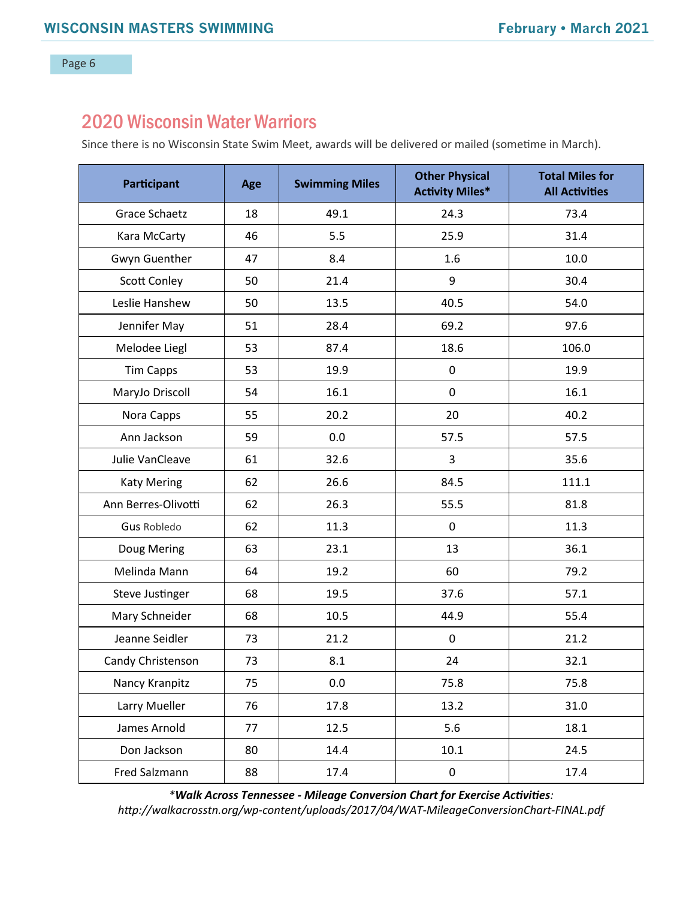## 2020 Wisconsin Water Warriors

Since there is no Wisconsin State Swim Meet, awards will be delivered or mailed (sometime in March).

| Participant | Age | Swimming Miles | Other Physical Activity Miles* | Total Miles for All Activities |
|---|---|---|---|---|
| Grace Schaetz | 18 | 49.1 | 24.3 | 73.4 |
| Kara McCarty | 46 | 5.5 | 25.9 | 31.4 |
| Gwyn Guenther | 47 | 8.4 | 1.6 | 10.0 |
| Scott Conley | 50 | 21.4 | 9 | 30.4 |
| Leslie Hanshew | 50 | 13.5 | 40.5 | 54.0 |
| Jennifer May | 51 | 28.4 | 69.2 | 97.6 |
| Melodee Liegl | 53 | 87.4 | 18.6 | 106.0 |
| Tim Capps | 53 | 19.9 | 0 | 19.9 |
| MaryJo Driscoll | 54 | 16.1 | 0 | 16.1 |
| Nora Capps | 55 | 20.2 | 20 | 40.2 |
| Ann Jackson | 59 | 0.0 | 57.5 | 57.5 |
| Julie VanCleave | 61 | 32.6 | 3 | 35.6 |
| Katy Mering | 62 | 26.6 | 84.5 | 111.1 |
| Ann Berres-Olivotti | 62 | 26.3 | 55.5 | 81.8 |
| Gus Robledo | 62 | 11.3 | 0 | 11.3 |
| Doug Mering | 63 | 23.1 | 13 | 36.1 |
| Melinda Mann | 64 | 19.2 | 60 | 79.2 |
| Steve Justinger | 68 | 19.5 | 37.6 | 57.1 |
| Mary Schneider | 68 | 10.5 | 44.9 | 55.4 |
| Jeanne Seidler | 73 | 21.2 | 0 | 21.2 |
| Candy Christenson | 73 | 8.1 | 24 | 32.1 |
| Nancy Kranpitz | 75 | 0.0 | 75.8 | 75.8 |
| Larry Mueller | 76 | 17.8 | 13.2 | 31.0 |
| James Arnold | 77 | 12.5 | 5.6 | 18.1 |
| Don Jackson | 80 | 14.4 | 10.1 | 24.5 |
| Fred Salzmann | 88 | 17.4 | 0 | 17.4 |

*\*Walk Across Tennessee - Mileage Conversion Chart for Exercise Activities: http://walkacrosstn.org/wp-content/uploads/2017/04/WAT-MileageConversionChart-FINAL.pdf*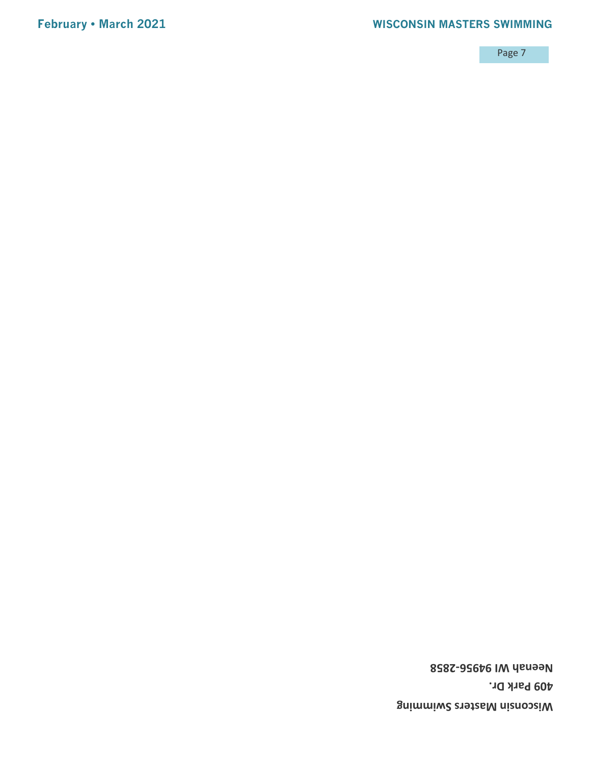Wisconsin Masters Swimming

409 Park Dr.

Neenah WI 94956-2858